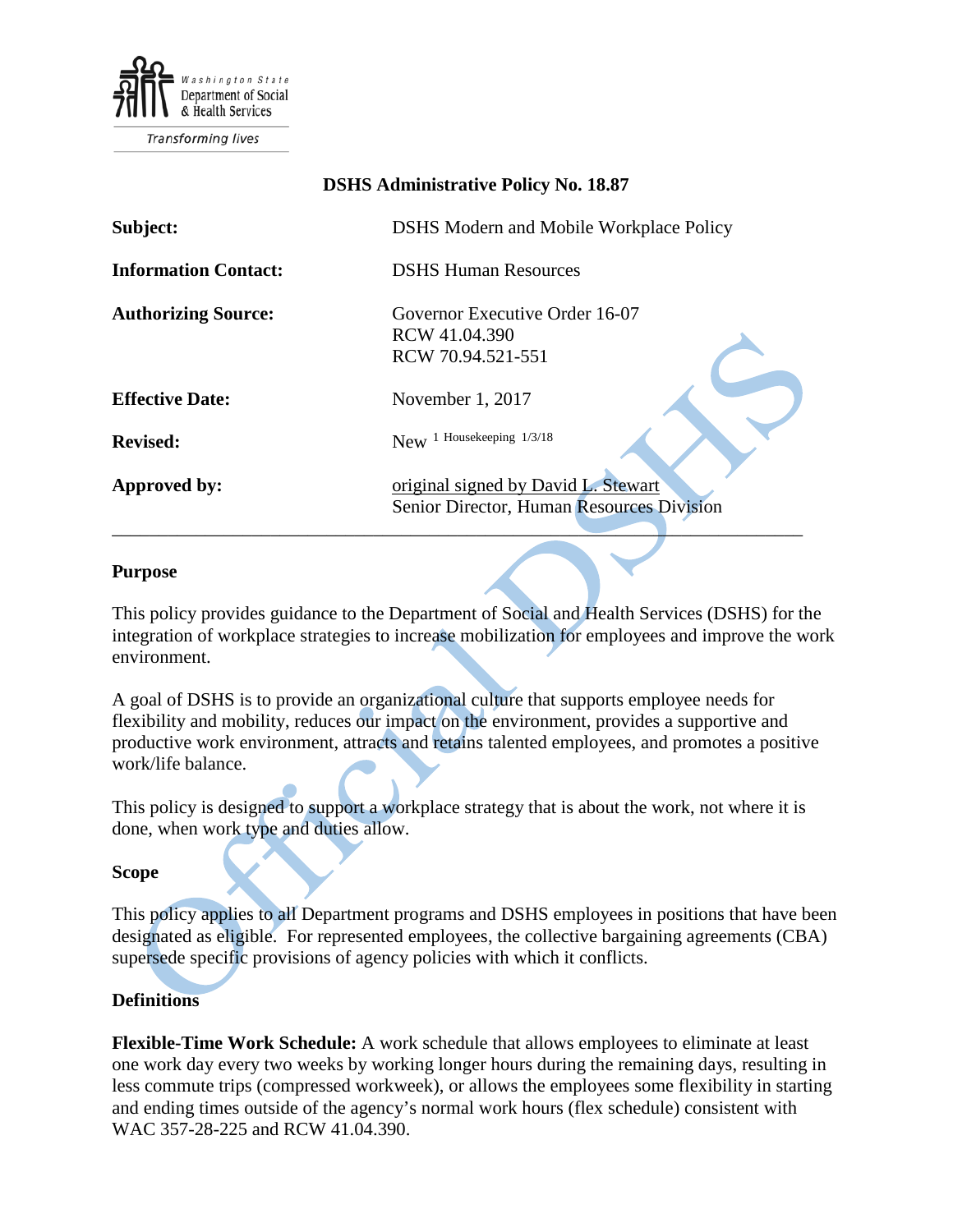Washington State Department of Social & Health Services

Transforming lives

**DSHS Administrative Policy No. 18.87**

| | |
|---|---|
| **Subject:** | DSHS Modern and Mobile Workplace Policy |
| **Information Contact:** | DSHS Human Resources |
| **Authorizing Source:** | Governor Executive Order 16-07<br>RCW 41.04.390<br>RCW 70.94.521-551 |
| **Effective Date:** | November 1, 2017 |
| **Revised:** | New [1] Housekeeping 1/3/18 |
| **Approved by:** | original signed by David L. Stewart<br>Senior Director, Human Resources Division |

---

### Purpose

This policy provides guidance to the Department of Social and Health Services (DSHS) for the integration of workplace strategies to increase mobilization for employees and improve the work environment.

A goal of DSHS is to provide an organizational culture that supports employee needs for flexibility and mobility, reduces our impact on the environment, provides a supportive and productive work environment, attracts and retains talented employees, and promotes a positive work/life balance.

This policy is designed to support a workplace strategy that is about the work, not where it is done, when work type and duties allow.

### Scope

This policy applies to all Department programs and DSHS employees in positions that have been designated as eligible. For represented employees, the collective bargaining agreements (CBA) supersede specific provisions of agency policies with which it conflicts.

### Definitions

**Flexible-Time Work Schedule:** A work schedule that allows employees to eliminate at least one work day every two weeks by working longer hours during the remaining days, resulting in less commute trips (compressed workweek), or allows the employees some flexibility in starting and ending times outside of the agency's normal work hours (flex schedule) consistent with WAC 357-28-225 and RCW 41.04.390.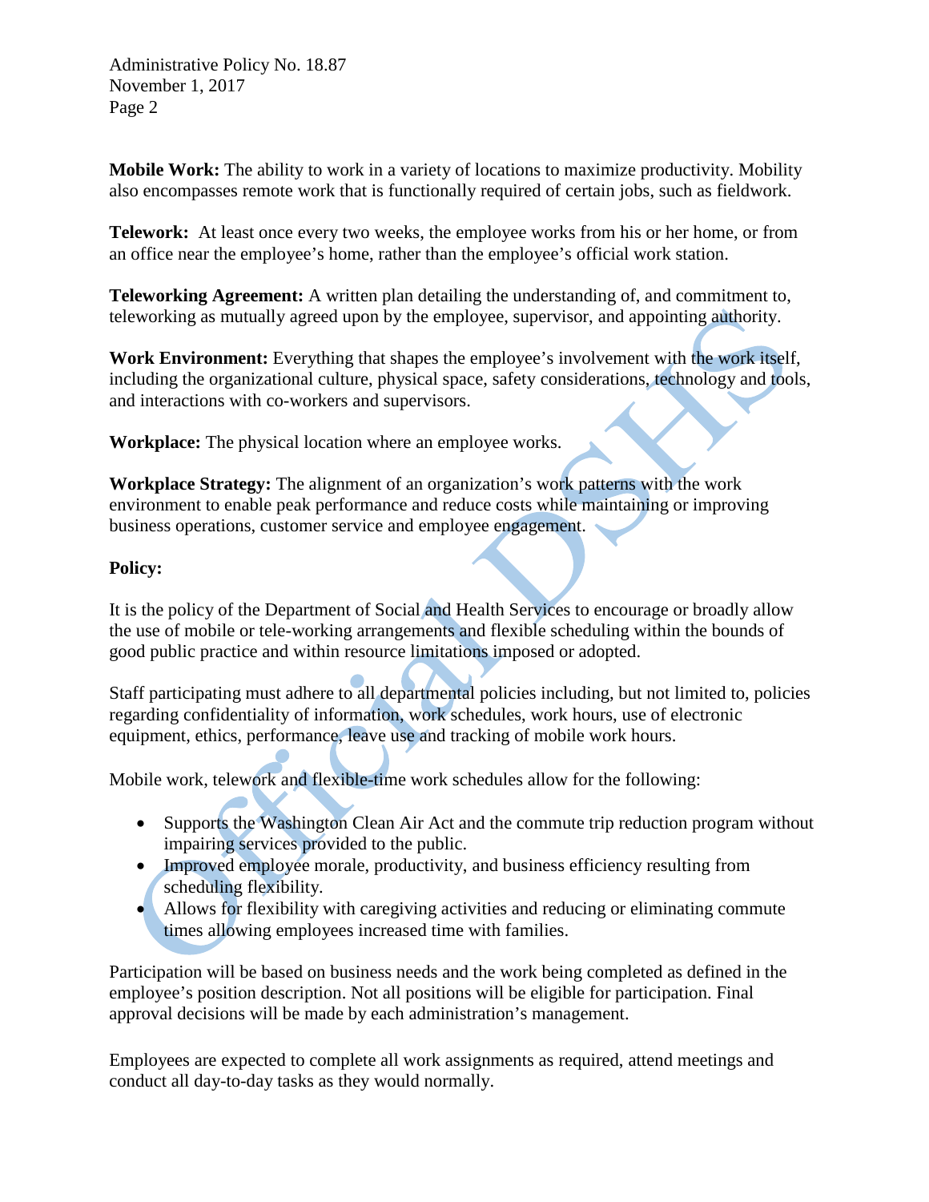**Mobile Work:** The ability to work in a variety of locations to maximize productivity. Mobility also encompasses remote work that is functionally required of certain jobs, such as fieldwork.

**Telework:** At least once every two weeks, the employee works from his or her home, or from an office near the employee's home, rather than the employee's official work station.

**Teleworking Agreement:** A written plan detailing the understanding of, and commitment to, teleworking as mutually agreed upon by the employee, supervisor, and appointing authority.

**Work Environment:** Everything that shapes the employee's involvement with the work itself, including the organizational culture, physical space, safety considerations, technology and tools, and interactions with co-workers and supervisors.

**Workplace:** The physical location where an employee works.

**Workplace Strategy:** The alignment of an organization's work patterns with the work environment to enable peak performance and reduce costs while maintaining or improving business operations, customer service and employee engagement.

**Policy:**

It is the policy of the Department of Social and Health Services to encourage or broadly allow the use of mobile or tele-working arrangements and flexible scheduling within the bounds of good public practice and within resource limitations imposed or adopted.

Staff participating must adhere to all departmental policies including, but not limited to, policies regarding confidentiality of information, work schedules, work hours, use of electronic equipment, ethics, performance, leave use and tracking of mobile work hours.

Mobile work, telework and flexible-time work schedules allow for the following:

- Supports the Washington Clean Air Act and the commute trip reduction program without impairing services provided to the public.
- Improved employee morale, productivity, and business efficiency resulting from scheduling flexibility.
- Allows for flexibility with caregiving activities and reducing or eliminating commute times allowing employees increased time with families.

Participation will be based on business needs and the work being completed as defined in the employee's position description. Not all positions will be eligible for participation. Final approval decisions will be made by each administration's management.

Employees are expected to complete all work assignments as required, attend meetings and conduct all day-to-day tasks as they would normally.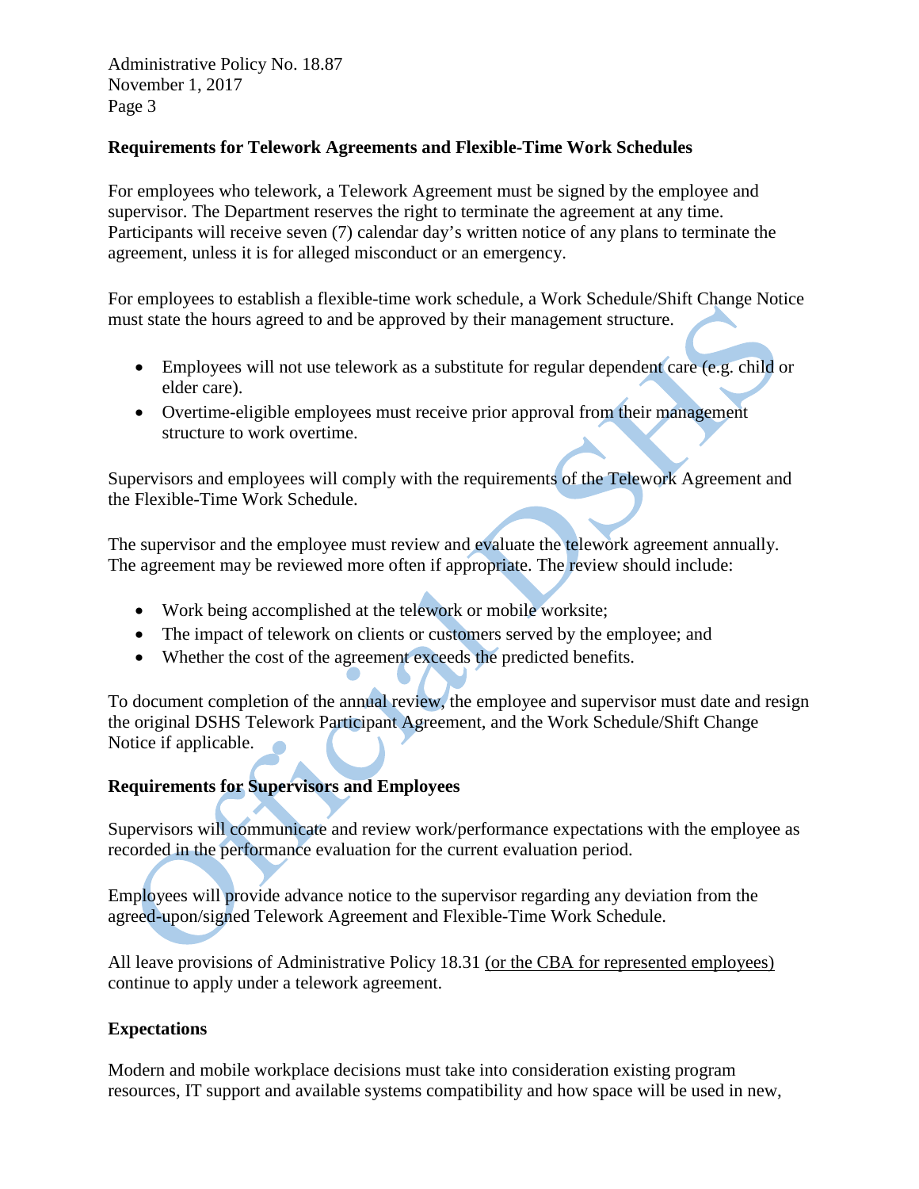## Requirements for Telework Agreements and Flexible-Time Work Schedules

For employees who telework, a Telework Agreement must be signed by the employee and supervisor. The Department reserves the right to terminate the agreement at any time. Participants will receive seven (7) calendar day's written notice of any plans to terminate the agreement, unless it is for alleged misconduct or an emergency.

For employees to establish a flexible-time work schedule, a Work Schedule/Shift Change Notice must state the hours agreed to and be approved by their management structure.

- Employees will not use telework as a substitute for regular dependent care (e.g. child or elder care).
- Overtime-eligible employees must receive prior approval from their management structure to work overtime.

Supervisors and employees will comply with the requirements of the Telework Agreement and the Flexible-Time Work Schedule.

The supervisor and the employee must review and evaluate the telework agreement annually. The agreement may be reviewed more often if appropriate. The review should include:

- Work being accomplished at the telework or mobile worksite;
- The impact of telework on clients or customers served by the employee; and
- Whether the cost of the agreement exceeds the predicted benefits.

To document completion of the annual review, the employee and supervisor must date and resign the original DSHS Telework Participant Agreement, and the Work Schedule/Shift Change Notice if applicable.

## Requirements for Supervisors and Employees

Supervisors will communicate and review work/performance expectations with the employee as recorded in the performance evaluation for the current evaluation period.

Employees will provide advance notice to the supervisor regarding any deviation from the agreed-upon/signed Telework Agreement and Flexible-Time Work Schedule.

All leave provisions of Administrative Policy 18.31 (or the CBA for represented employees) continue to apply under a telework agreement.

## Expectations

Modern and mobile workplace decisions must take into consideration existing program resources, IT support and available systems compatibility and how space will be used in new,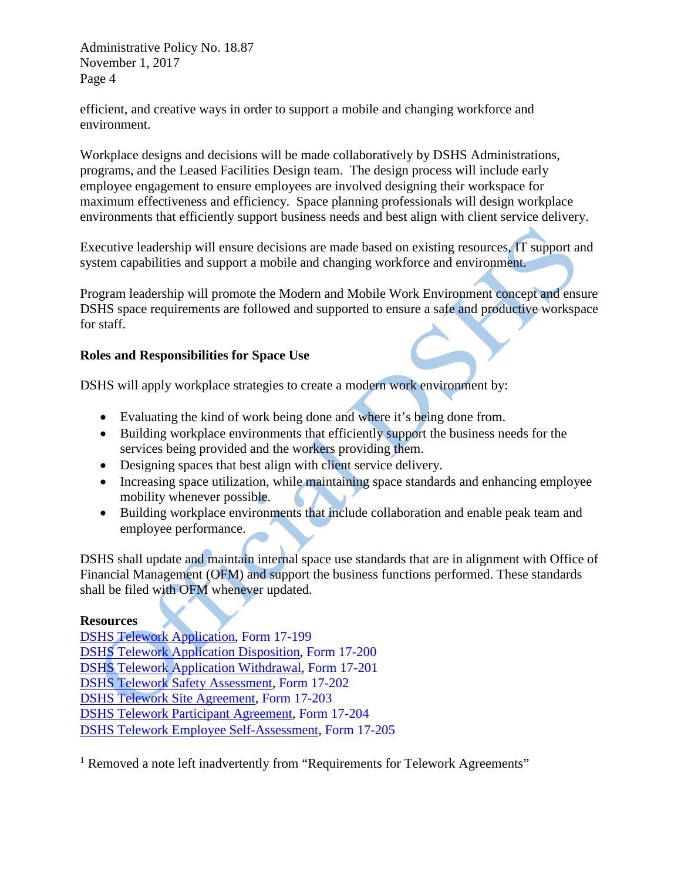efficient, and creative ways in order to support a mobile and changing workforce and environment.

Workplace designs and decisions will be made collaboratively by DSHS Administrations, programs, and the Leased Facilities Design team. The design process will include early employee engagement to ensure employees are involved designing their workspace for maximum effectiveness and efficiency. Space planning professionals will design workplace environments that efficiently support business needs and best align with client service delivery.

Executive leadership will ensure decisions are made based on existing resources, IT support and system capabilities and support a mobile and changing workforce and environment.

Program leadership will promote the Modern and Mobile Work Environment concept and ensure DSHS space requirements are followed and supported to ensure a safe and productive workspace for staff.

**Roles and Responsibilities for Space Use**

DSHS will apply workplace strategies to create a modern work environment by:

- Evaluating the kind of work being done and where it's being done from.
- Building workplace environments that efficiently support the business needs for the services being provided and the workers providing them.
- Designing spaces that best align with client service delivery.
- Increasing space utilization, while maintaining space standards and enhancing employee mobility whenever possible.
- Building workplace environments that include collaboration and enable peak team and employee performance.

DSHS shall update and maintain internal space use standards that are in alignment with Office of Financial Management (OFM) and support the business functions performed. These standards shall be filed with OFM whenever updated.

**Resources**

DSHS Telework Application, Form 17-199
DSHS Telework Application Disposition, Form 17-200
DSHS Telework Application Withdrawal, Form 17-201
DSHS Telework Safety Assessment, Form 17-202
DSHS Telework Site Agreement, Form 17-203
DSHS Telework Participant Agreement, Form 17-204
DSHS Telework Employee Self-Assessment, Form 17-205

[1] Removed a note left inadvertently from "Requirements for Telework Agreements"